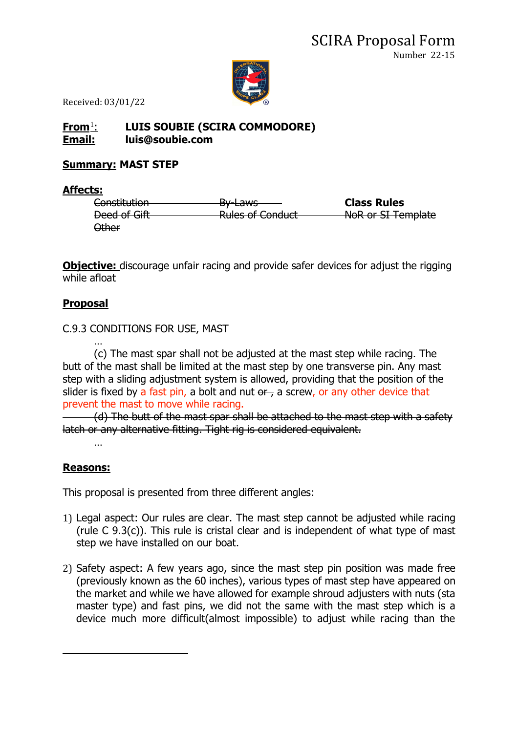# SCIRA Proposal Form

Number 22-15

Received: 03/01/22

**From[1]:** **LUIS SOUBIE (SCIRA COMMODORE)**
**Email:** **luis@soubie.com**

**Summary: MAST STEP**

**Affects:**

| | | |
|---|---|---|
| ~~Constitution~~ | ~~By-Laws~~ | **Class Rules** |
| ~~Deed of Gift~~ | ~~Rules of Conduct~~ | ~~NoR or SI Template~~ |
| ~~Other~~ | | |

**Objective:** discourage unfair racing and provide safer devices for adjust the rigging while afloat

**Proposal**

C.9.3 CONDITIONS FOR USE, MAST

…

(c) The mast spar shall not be adjusted at the mast step while racing. The butt of the mast shall be limited at the mast step by one transverse pin. Any mast step with a sliding adjustment system is allowed, providing that the position of the slider is fixed by a fast pin, a bolt and nut ~~or~~ , a screw, or any other device that prevent the mast to move while racing.

~~(d) The butt of the mast spar shall be attached to the mast step with a safety latch or any alternative fitting. Tight rig is considered equivalent.~~

…

**Reasons:**

This proposal is presented from three different angles:

1) Legal aspect: Our rules are clear. The mast step cannot be adjusted while racing (rule C 9.3(c)). This rule is cristal clear and is independent of what type of mast step we have installed on our boat.

2) Safety aspect: A few years ago, since the mast step pin position was made free (previously known as the 60 inches), various types of mast step have appeared on the market and while we have allowed for example shroud adjusters with nuts (sta master type) and fast pins, we did not the same with the mast step which is a device much more difficult(almost impossible) to adjust while racing than the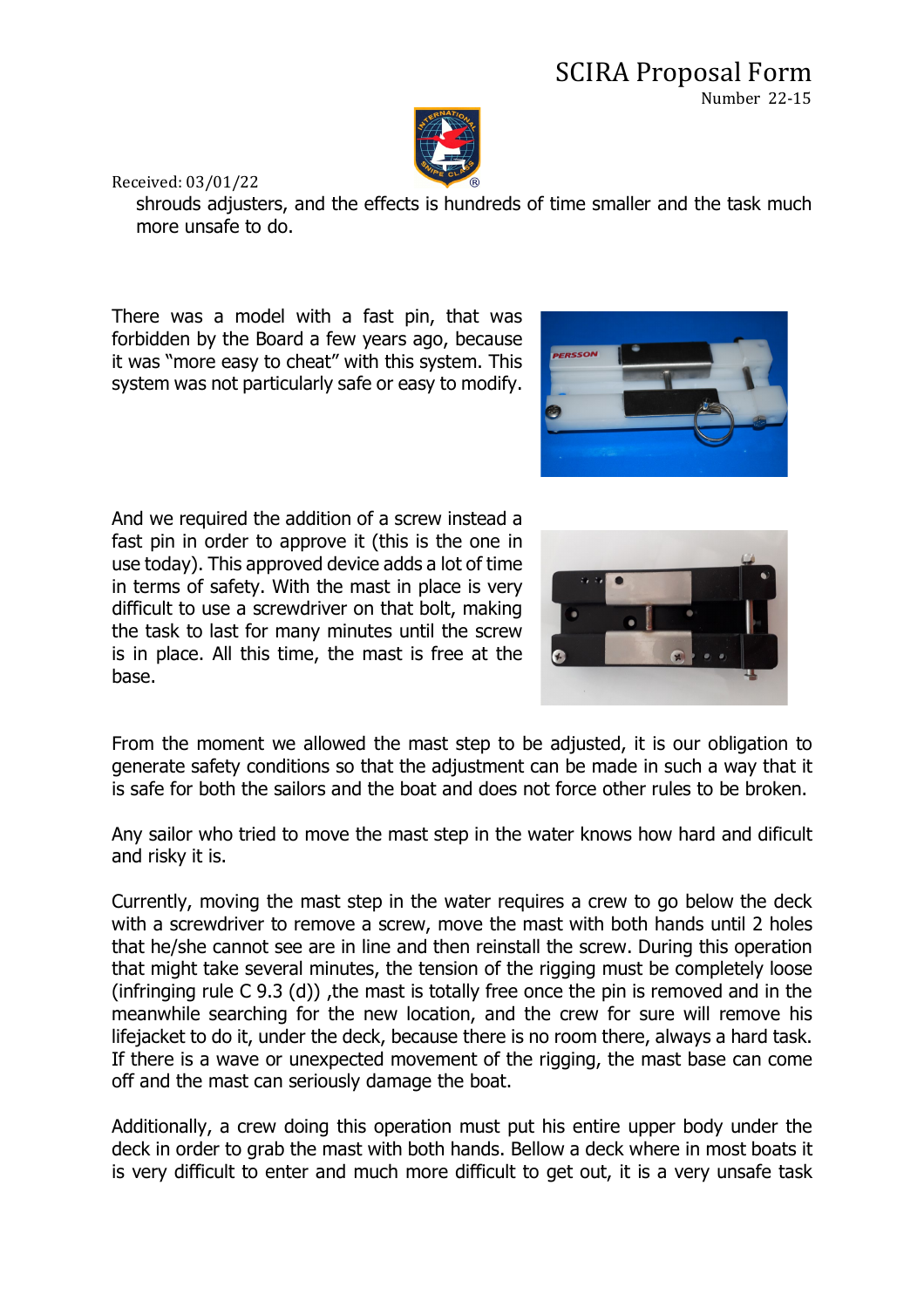shrouds adjusters, and the effects is hundreds of time smaller and the task much more unsafe to do.

There was a model with a fast pin, that was forbidden by the Board a few years ago, because it was "more easy to cheat" with this system. This system was not particularly safe or easy to modify.

And we required the addition of a screw instead a fast pin in order to approve it (this is the one in use today). This approved device adds a lot of time in terms of safety. With the mast in place is very difficult to use a screwdriver on that bolt, making the task to last for many minutes until the screw is in place. All this time, the mast is free at the base.

From the moment we allowed the mast step to be adjusted, it is our obligation to generate safety conditions so that the adjustment can be made in such a way that it is safe for both the sailors and the boat and does not force other rules to be broken.

Any sailor who tried to move the mast step in the water knows how hard and dificult and risky it is.

Currently, moving the mast step in the water requires a crew to go below the deck with a screwdriver to remove a screw, move the mast with both hands until 2 holes that he/she cannot see are in line and then reinstall the screw. During this operation that might take several minutes, the tension of the rigging must be completely loose (infringing rule C 9.3 (d)) ,the mast is totally free once the pin is removed and in the meanwhile searching for the new location, and the crew for sure will remove his lifejacket to do it, under the deck, because there is no room there, always a hard task. If there is a wave or unexpected movement of the rigging, the mast base can come off and the mast can seriously damage the boat.

Additionally, a crew doing this operation must put his entire upper body under the deck in order to grab the mast with both hands. Bellow a deck where in most boats it is very difficult to enter and much more difficult to get out, it is a very unsafe task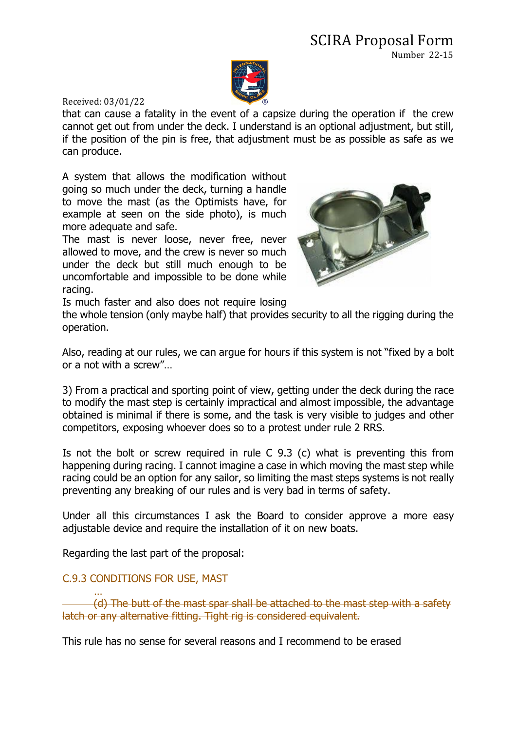that can cause a fatality in the event of a capsize during the operation if the crew cannot get out from under the deck. I understand is an optional adjustment, but still, if the position of the pin is free, that adjustment must be as possible as safe as we can produce.

A system that allows the modification without going so much under the deck, turning a handle to move the mast (as the Optimists have, for example at seen on the side photo), is much more adequate and safe.
The mast is never loose, never free, never allowed to move, and the crew is never so much under the deck but still much enough to be uncomfortable and impossible to be done while racing.
Is much faster and also does not require losing the whole tension (only maybe half) that provides security to all the rigging during the operation.

Also, reading at our rules, we can argue for hours if this system is not "fixed by a bolt or a not with a screw"…

3) From a practical and sporting point of view, getting under the deck during the race to modify the mast step is certainly impractical and almost impossible, the advantage obtained is minimal if there is some, and the task is very visible to judges and other competitors, exposing whoever does so to a protest under rule 2 RRS.

Is not the bolt or screw required in rule C 9.3 (c) what is preventing this from happening during racing. I cannot imagine a case in which moving the mast step while racing could be an option for any sailor, so limiting the mast steps systems is not really preventing any breaking of our rules and is very bad in terms of safety.

Under all this circumstances I ask the Board to consider approve a more easy adjustable device and require the installation of it on new boats.

Regarding the last part of the proposal:

C.9.3 CONDITIONS FOR USE, MAST

…

~~(d) The butt of the mast spar shall be attached to the mast step with a safety latch or any alternative fitting. Tight rig is considered equivalent.~~

This rule has no sense for several reasons and I recommend to be erased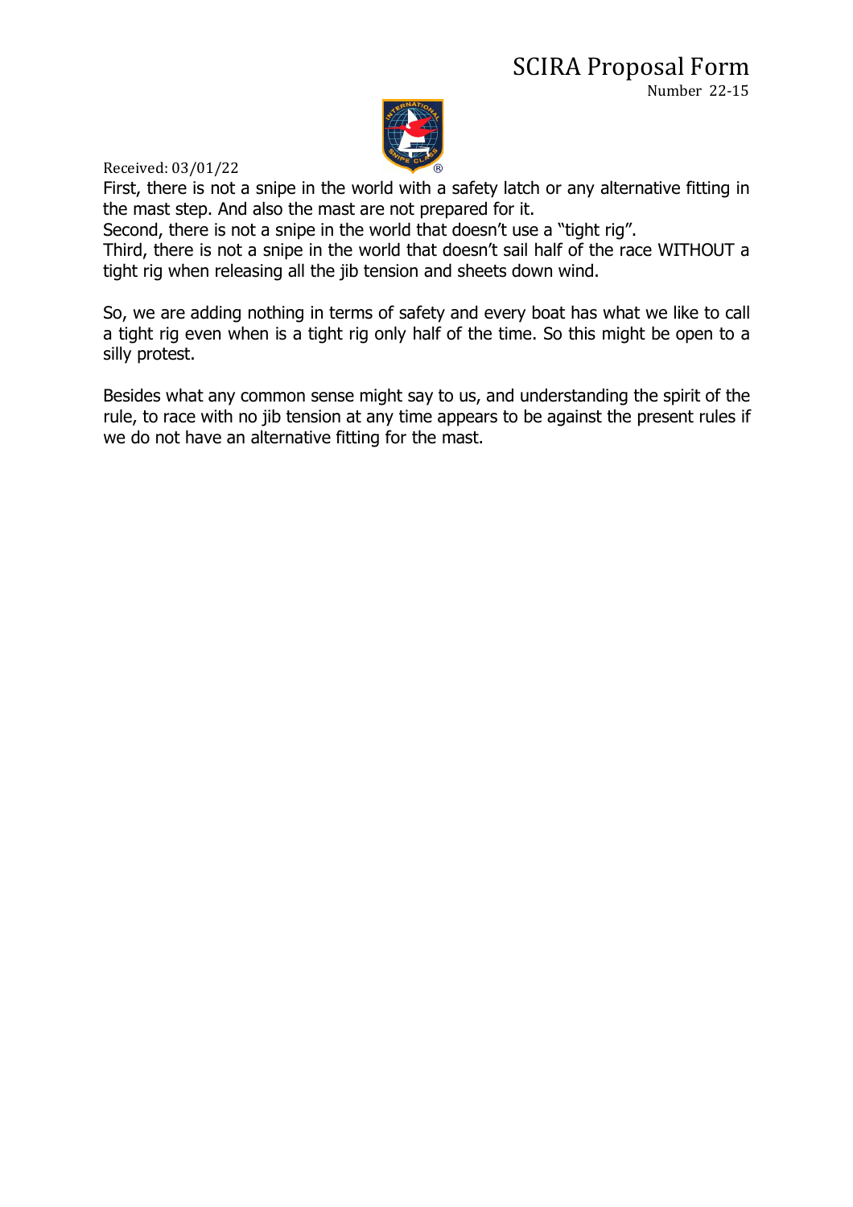# SCIRA Proposal Form

Number 22-15

Received: 03/01/22

First, there is not a snipe in the world with a safety latch or any alternative fitting in the mast step. And also the mast are not prepared for it.

Second, there is not a snipe in the world that doesn't use a "tight rig".

Third, there is not a snipe in the world that doesn't sail half of the race WITHOUT a tight rig when releasing all the jib tension and sheets down wind.

So, we are adding nothing in terms of safety and every boat has what we like to call a tight rig even when is a tight rig only half of the time. So this might be open to a silly protest.

Besides what any common sense might say to us, and understanding the spirit of the rule, to race with no jib tension at any time appears to be against the present rules if we do not have an alternative fitting for the mast.